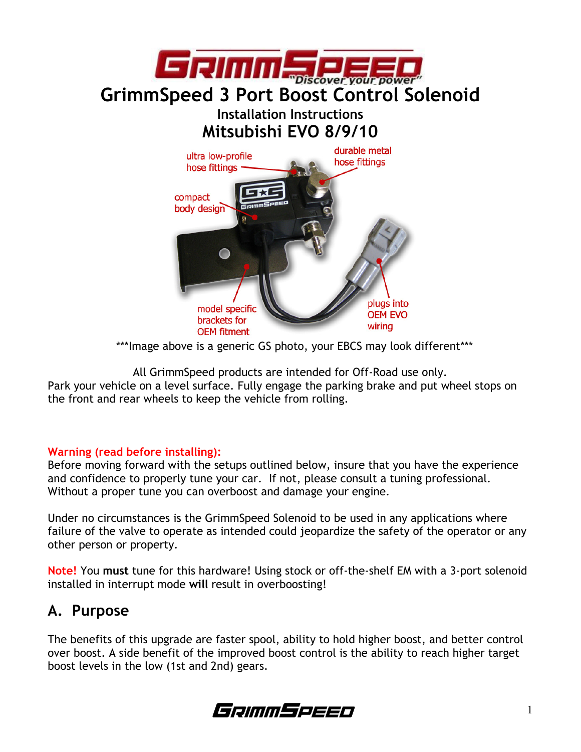# GrimmSpeed 3 Port Boost Control Solenoid

## Installation Instructions

## Mitsubishi EVO 8/9/10

ultra low-profile hose fittings

durable metal hose fittings

compact body design

model specific brackets for OEM fitment

plugs into OEM EVO wiring

***Image above is a generic GS photo, your EBCS may look different***

All GrimmSpeed products are intended for Off-Road use only.
Park your vehicle on a level surface. Fully engage the parking brake and put wheel stops on the front and rear wheels to keep the vehicle from rolling.

**Warning (read before installing):**
Before moving forward with the setups outlined below, insure that you have the experience and confidence to properly tune your car. If not, please consult a tuning professional. Without a proper tune you can overboost and damage your engine.

Under no circumstances is the GrimmSpeed Solenoid to be used in any applications where failure of the valve to operate as intended could jeopardize the safety of the operator or any other person or property.

**Note!** You **must** tune for this hardware! Using stock or off-the-shelf EM with a 3-port solenoid installed in interrupt mode **will** result in overboosting!

## A. Purpose

The benefits of this upgrade are faster spool, ability to hold higher boost, and better control over boost. A side benefit of the improved boost control is the ability to reach higher target boost levels in the low (1st and 2nd) gears.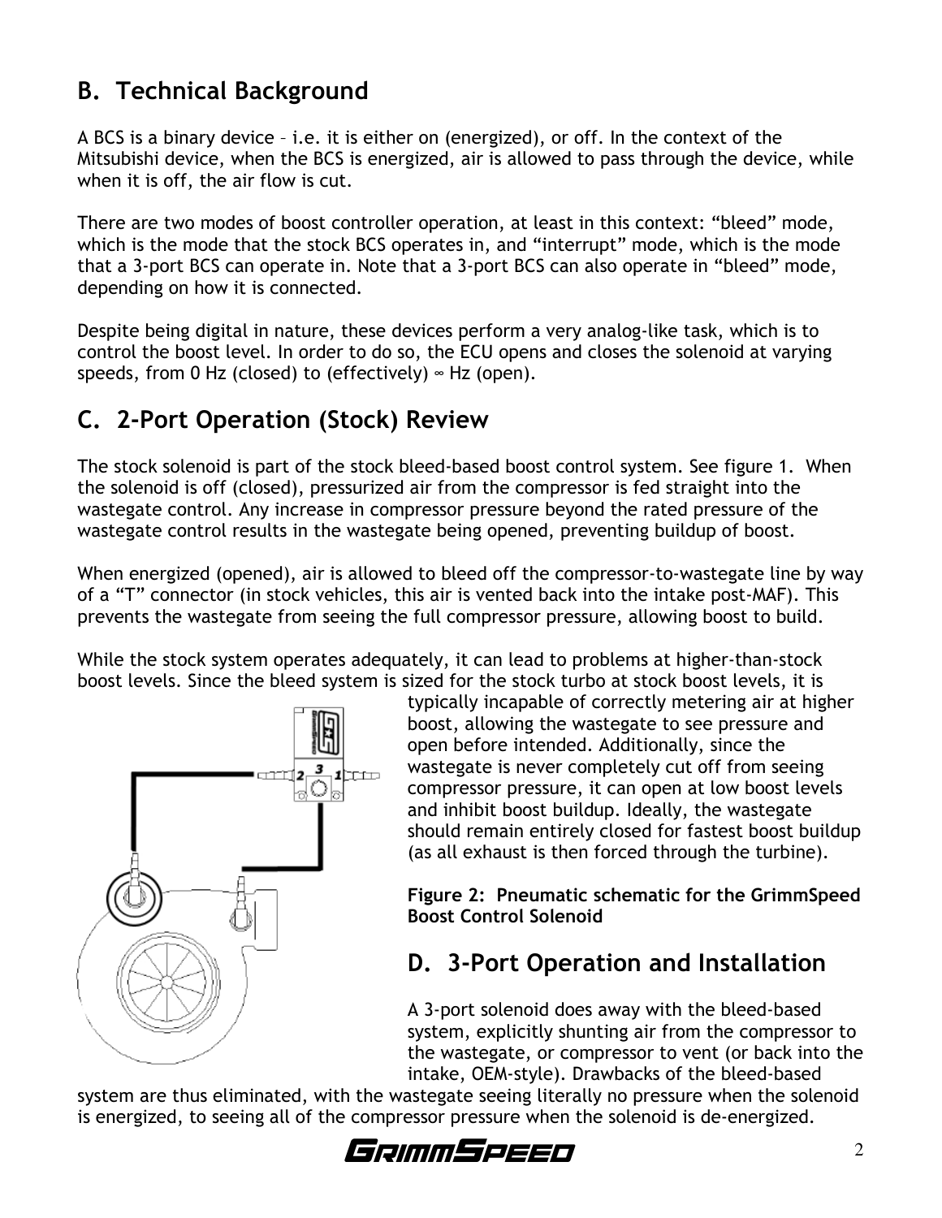## B. Technical Background

A BCS is a binary device – i.e. it is either on (energized), or off. In the context of the Mitsubishi device, when the BCS is energized, air is allowed to pass through the device, while when it is off, the air flow is cut.

There are two modes of boost controller operation, at least in this context: "bleed" mode, which is the mode that the stock BCS operates in, and "interrupt" mode, which is the mode that a 3-port BCS can operate in. Note that a 3-port BCS can also operate in "bleed" mode, depending on how it is connected.

Despite being digital in nature, these devices perform a very analog-like task, which is to control the boost level. In order to do so, the ECU opens and closes the solenoid at varying speeds, from 0 Hz (closed) to (effectively) ∞ Hz (open).

## C. 2-Port Operation (Stock) Review

The stock solenoid is part of the stock bleed-based boost control system. See figure 1. When the solenoid is off (closed), pressurized air from the compressor is fed straight into the wastegate control. Any increase in compressor pressure beyond the rated pressure of the wastegate control results in the wastegate being opened, preventing buildup of boost.

When energized (opened), air is allowed to bleed off the compressor-to-wastegate line by way of a "T" connector (in stock vehicles, this air is vented back into the intake post-MAF). This prevents the wastegate from seeing the full compressor pressure, allowing boost to build.

While the stock system operates adequately, it can lead to problems at higher-than-stock boost levels. Since the bleed system is sized for the stock turbo at stock boost levels, it is typically incapable of correctly metering air at higher boost, allowing the wastegate to see pressure and open before intended. Additionally, since the wastegate is never completely cut off from seeing compressor pressure, it can open at low boost levels and inhibit boost buildup. Ideally, the wastegate should remain entirely closed for fastest boost buildup (as all exhaust is then forced through the turbine).

**Figure 2: Pneumatic schematic for the GrimmSpeed Boost Control Solenoid**

## D. 3-Port Operation and Installation

A 3-port solenoid does away with the bleed-based system, explicitly shunting air from the compressor to the wastegate, or compressor to vent (or back into the intake, OEM-style). Drawbacks of the bleed-based system are thus eliminated, with the wastegate seeing literally no pressure when the solenoid is energized, to seeing all of the compressor pressure when the solenoid is de-energized.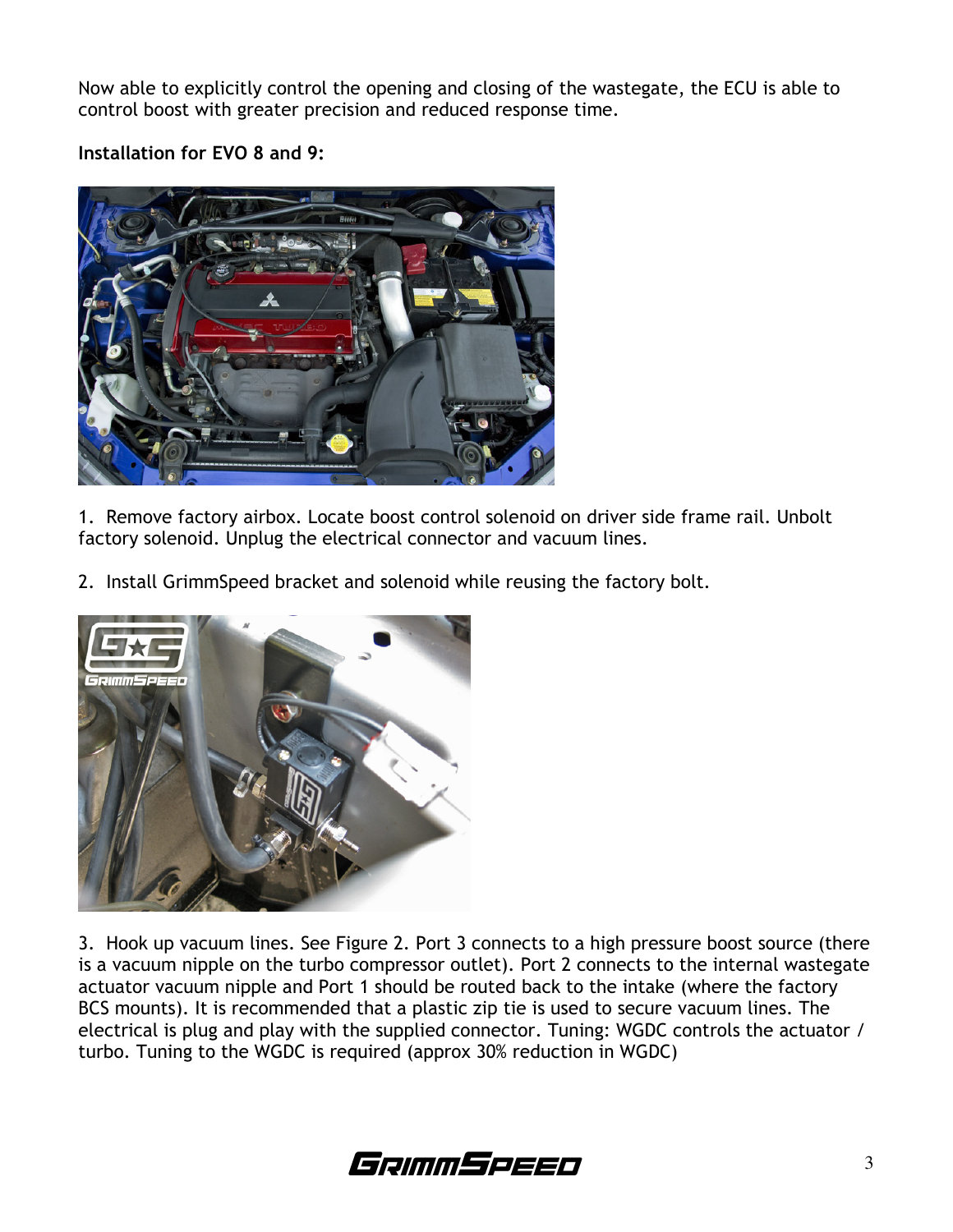Now able to explicitly control the opening and closing of the wastegate, the ECU is able to control boost with greater precision and reduced response time.

**Installation for EVO 8 and 9:**

1. Remove factory airbox. Locate boost control solenoid on driver side frame rail. Unbolt factory solenoid. Unplug the electrical connector and vacuum lines.

2. Install GrimmSpeed bracket and solenoid while reusing the factory bolt.

3. Hook up vacuum lines. See Figure 2. Port 3 connects to a high pressure boost source (there is a vacuum nipple on the turbo compressor outlet). Port 2 connects to the internal wastegate actuator vacuum nipple and Port 1 should be routed back to the intake (where the factory BCS mounts). It is recommended that a plastic zip tie is used to secure vacuum lines. The electrical is plug and play with the supplied connector. Tuning: WGDC controls the actuator / turbo. Tuning to the WGDC is required (approx 30% reduction in WGDC)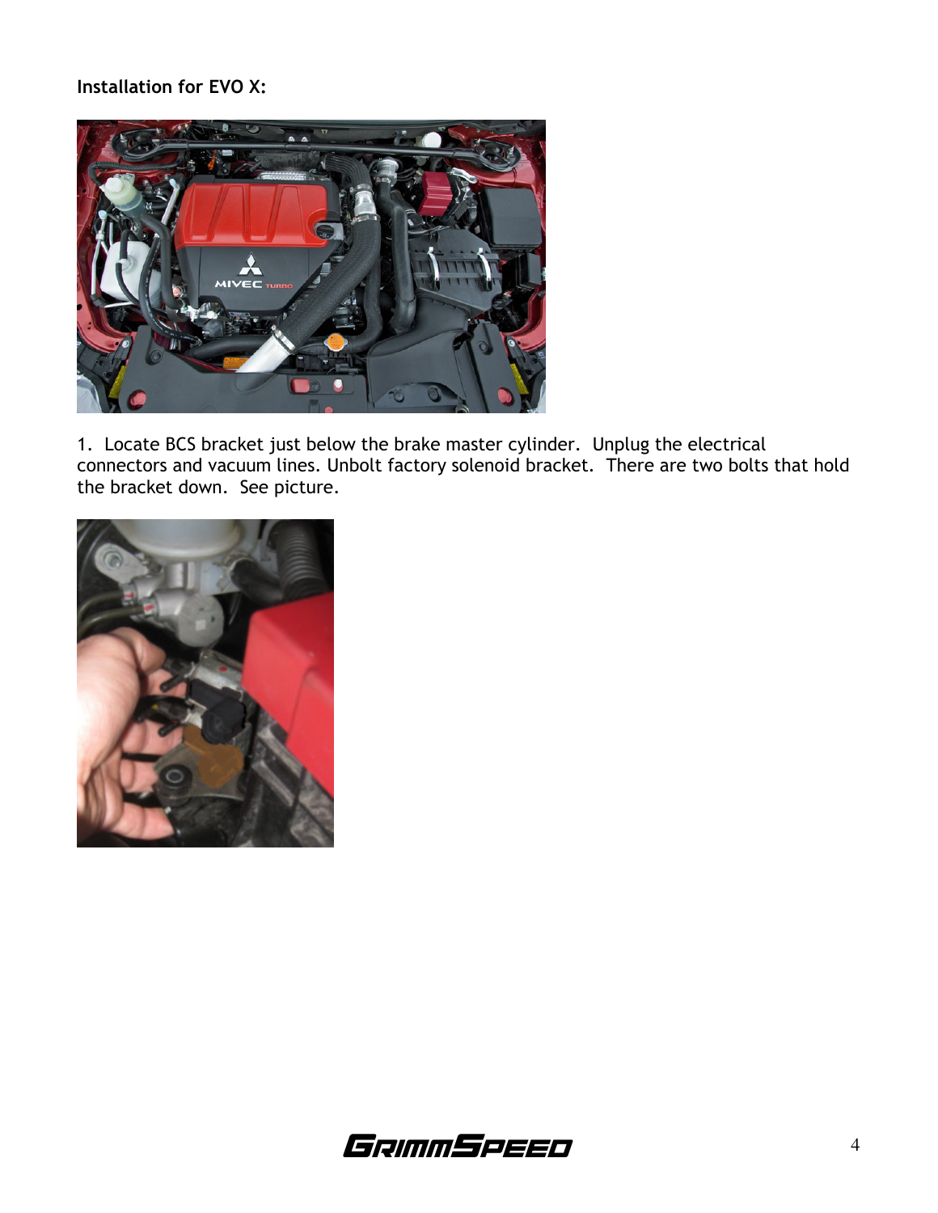**Installation for EVO X:**

1. Locate BCS bracket just below the brake master cylinder. Unplug the electrical connectors and vacuum lines. Unbolt factory solenoid bracket. There are two bolts that hold the bracket down. See picture.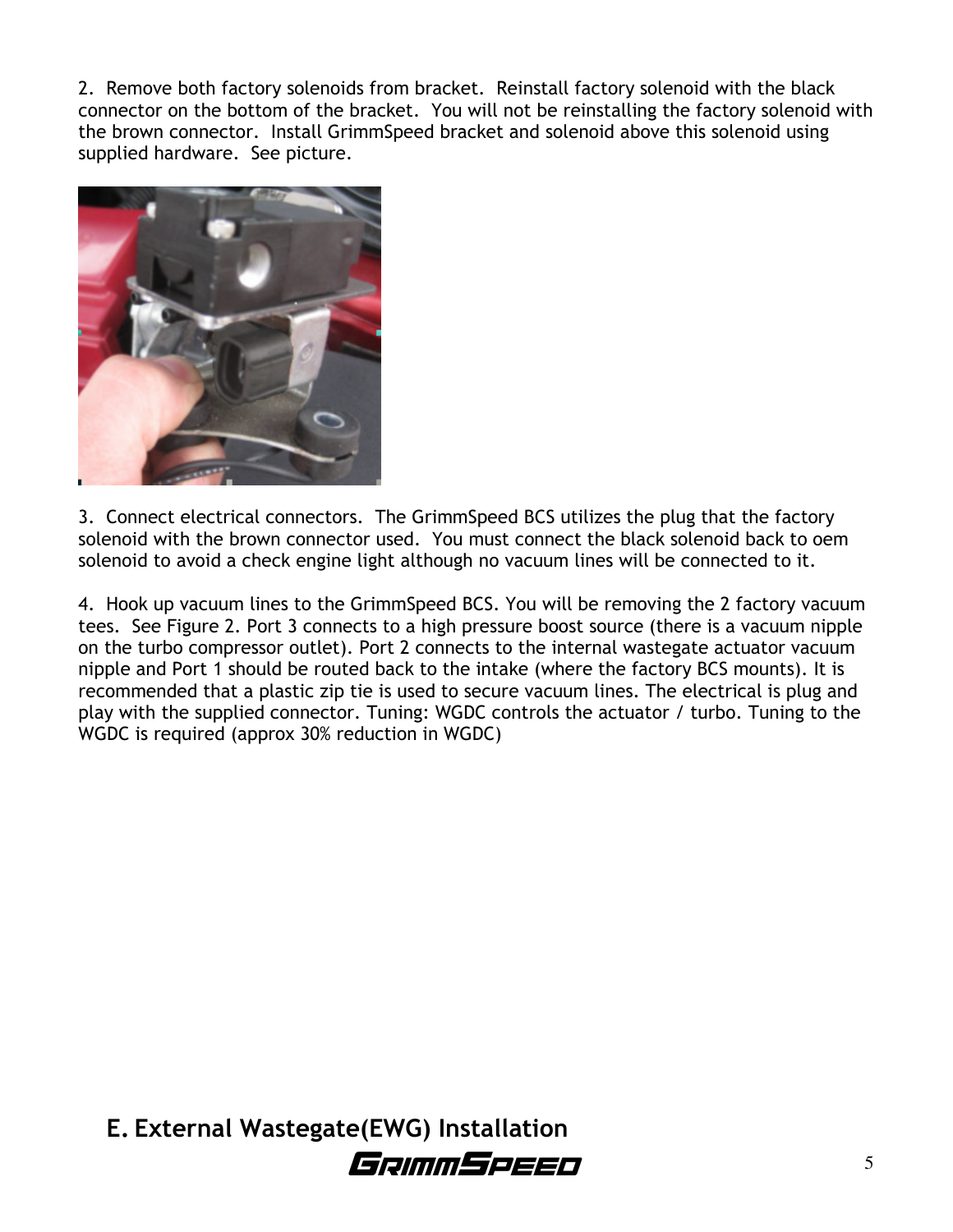2. Remove both factory solenoids from bracket. Reinstall factory solenoid with the black connector on the bottom of the bracket. You will not be reinstalling the factory solenoid with the brown connector. Install GrimmSpeed bracket and solenoid above this solenoid using supplied hardware. See picture.

3. Connect electrical connectors. The GrimmSpeed BCS utilizes the plug that the factory solenoid with the brown connector used. You must connect the black solenoid back to oem solenoid to avoid a check engine light although no vacuum lines will be connected to it.

4. Hook up vacuum lines to the GrimmSpeed BCS. You will be removing the 2 factory vacuum tees. See Figure 2. Port 3 connects to a high pressure boost source (there is a vacuum nipple on the turbo compressor outlet). Port 2 connects to the internal wastegate actuator vacuum nipple and Port 1 should be routed back to the intake (where the factory BCS mounts). It is recommended that a plastic zip tie is used to secure vacuum lines. The electrical is plug and play with the supplied connector. Tuning: WGDC controls the actuator / turbo. Tuning to the WGDC is required (approx 30% reduction in WGDC)

## E. External Wastegate(EWG) Installation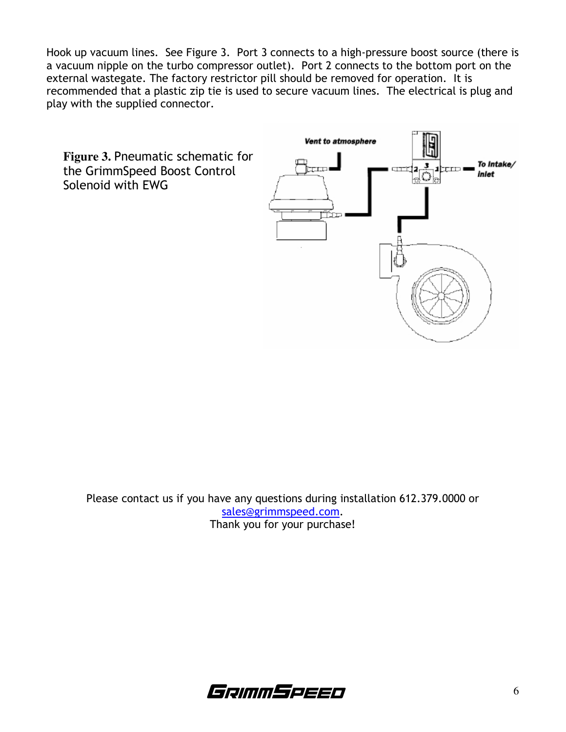Hook up vacuum lines. See Figure 3. Port 3 connects to a high-pressure boost source (there is a vacuum nipple on the turbo compressor outlet). Port 2 connects to the bottom port on the external wastegate. The factory restrictor pill should be removed for operation. It is recommended that a plastic zip tie is used to secure vacuum lines. The electrical is plug and play with the supplied connector.

**Figure 3.** Pneumatic schematic for the GrimmSpeed Boost Control Solenoid with EWG

Vent to atmosphere

2

3

1

To Intake/ Inlet

Please contact us if you have any questions during installation 612.379.0000 or sales@grimmspeed.com.
Thank you for your purchase!